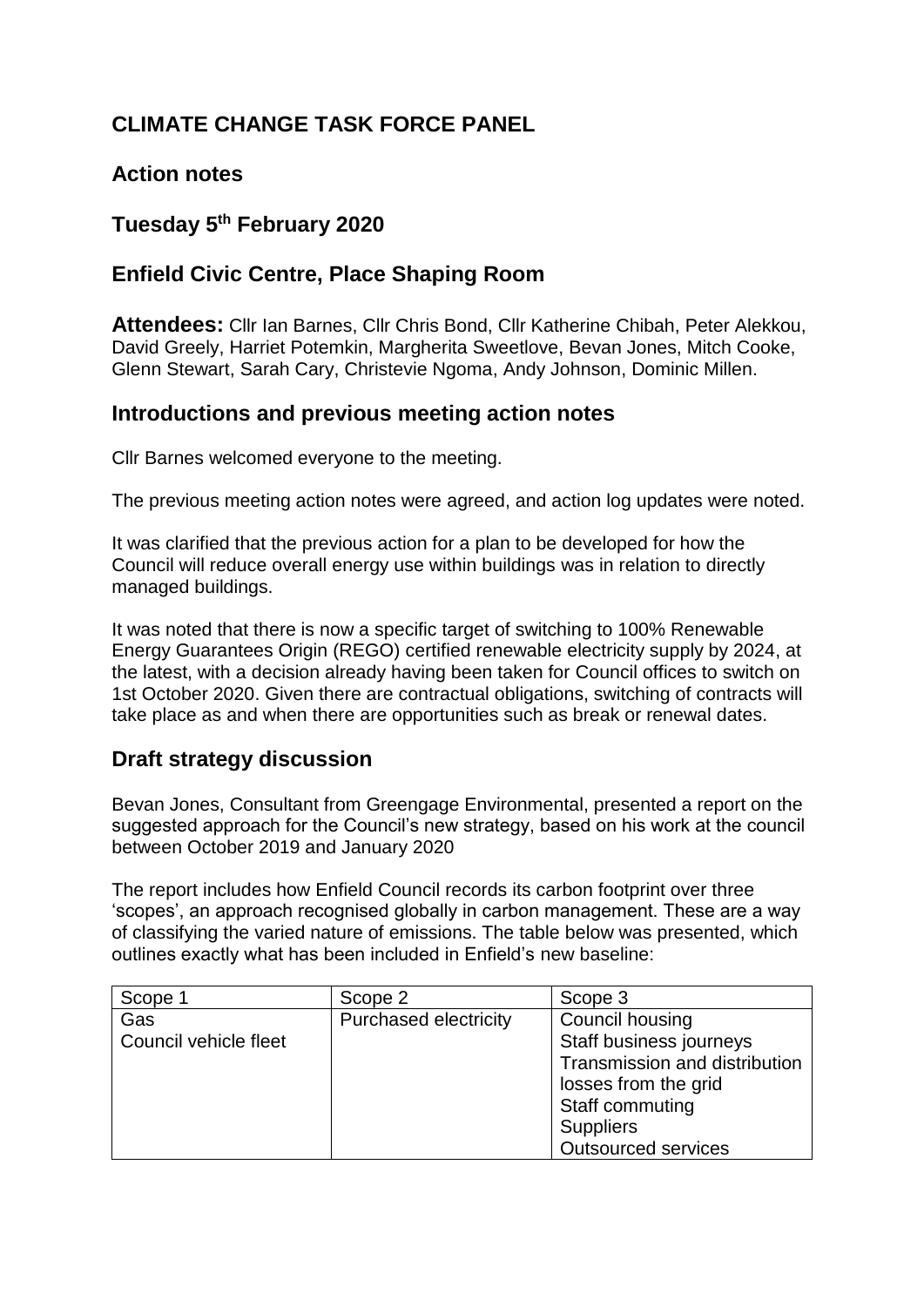# CLIMATE CHANGE TASK FORCE PANEL

## Action notes

## Tuesday 5th February 2020

## Enfield Civic Centre, Place Shaping Room

**Attendees:** Cllr Ian Barnes, Cllr Chris Bond, Cllr Katherine Chibah, Peter Alekkou, David Greely, Harriet Potemkin, Margherita Sweetlove, Bevan Jones, Mitch Cooke, Glenn Stewart, Sarah Cary, Christevie Ngoma, Andy Johnson, Dominic Millen.

## Introductions and previous meeting action notes

Cllr Barnes welcomed everyone to the meeting.

The previous meeting action notes were agreed, and action log updates were noted.

It was clarified that the previous action for a plan to be developed for how the Council will reduce overall energy use within buildings was in relation to directly managed buildings.

It was noted that there is now a specific target of switching to 100% Renewable Energy Guarantees Origin (REGO) certified renewable electricity supply by 2024, at the latest, with a decision already having been taken for Council offices to switch on 1st October 2020. Given there are contractual obligations, switching of contracts will take place as and when there are opportunities such as break or renewal dates.

## Draft strategy discussion

Bevan Jones, Consultant from Greengage Environmental, presented a report on the suggested approach for the Council's new strategy, based on his work at the council between October 2019 and January 2020

The report includes how Enfield Council records its carbon footprint over three 'scopes', an approach recognised globally in carbon management. These are a way of classifying the varied nature of emissions. The table below was presented, which outlines exactly what has been included in Enfield's new baseline:

| Scope 1 | Scope 2 | Scope 3 |
|---|---|---|
| Gas<br>Council vehicle fleet | Purchased electricity | Council housing<br>Staff business journeys<br>Transmission and distribution losses from the grid<br>Staff commuting<br>Suppliers<br>Outsourced services |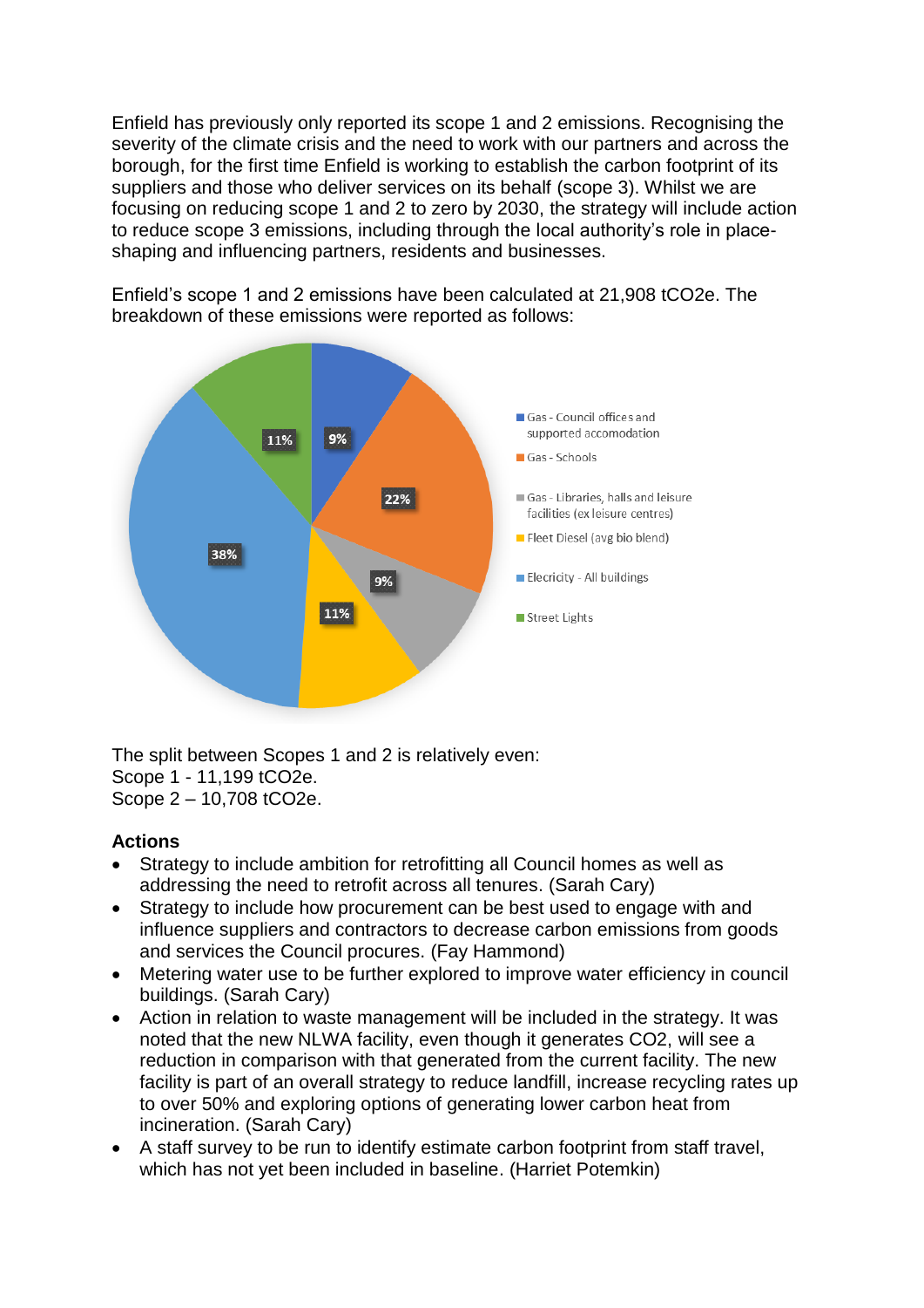Enfield has previously only reported its scope 1 and 2 emissions. Recognising the severity of the climate crisis and the need to work with our partners and across the borough, for the first time Enfield is working to establish the carbon footprint of its suppliers and those who deliver services on its behalf (scope 3). Whilst we are focusing on reducing scope 1 and 2 to zero by 2030, the strategy will include action to reduce scope 3 emissions, including through the local authority's role in place-shaping and influencing partners, residents and businesses.

Enfield's scope 1 and 2 emissions have been calculated at 21,908 tCO2e. The breakdown of these emissions were reported as follows:

| Category | Share |
| --- | --- |
| Gas - Council offices and supported accomodation | 9% |
| Gas - Schools | 22% |
| Gas - Libraries, halls and leisure facilities (ex leisure centres) | 9% |
| Fleet Diesel (avg bio blend) | 11% |
| Elecricity - All buildings | 38% |
| Street Lights | 11% |

The split between Scopes 1 and 2 is relatively even:
Scope 1 - 11,199 tCO2e.
Scope 2 – 10,708 tCO2e.

**Actions**

- Strategy to include ambition for retrofitting all Council homes as well as addressing the need to retrofit across all tenures. (Sarah Cary)
- Strategy to include how procurement can be best used to engage with and influence suppliers and contractors to decrease carbon emissions from goods and services the Council procures. (Fay Hammond)
- Metering water use to be further explored to improve water efficiency in council buildings. (Sarah Cary)
- Action in relation to waste management will be included in the strategy. It was noted that the new NLWA facility, even though it generates CO2, will see a reduction in comparison with that generated from the current facility. The new facility is part of an overall strategy to reduce landfill, increase recycling rates up to over 50% and exploring options of generating lower carbon heat from incineration. (Sarah Cary)
- A staff survey to be run to identify estimate carbon footprint from staff travel, which has not yet been included in baseline. (Harriet Potemkin)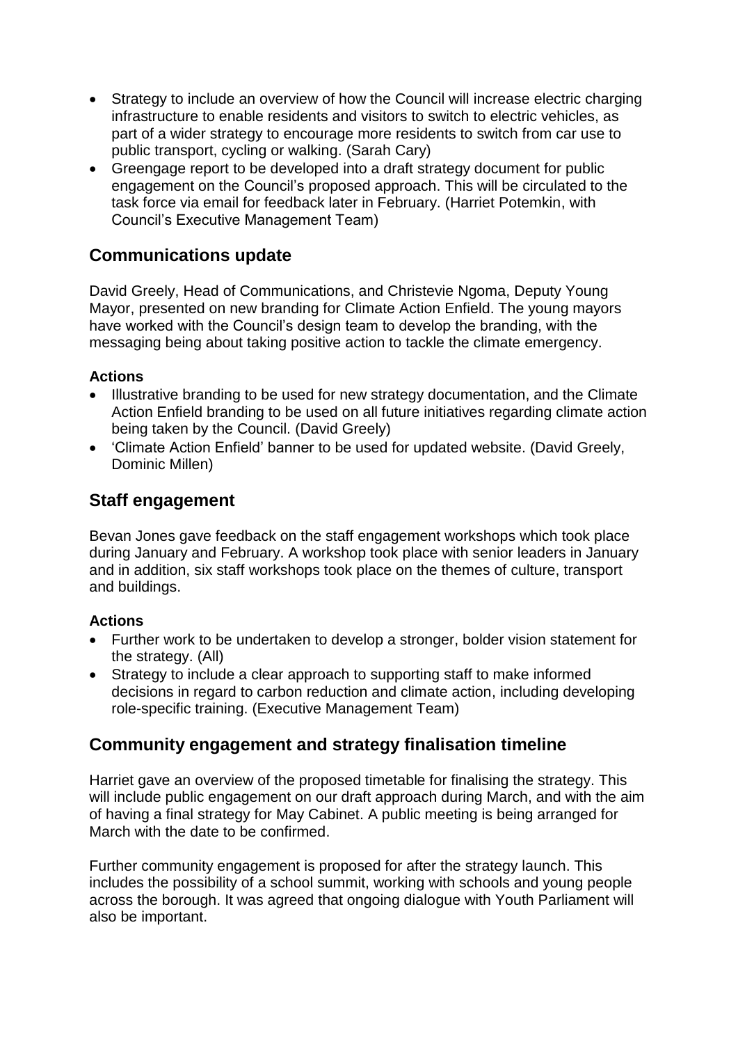- Strategy to include an overview of how the Council will increase electric charging infrastructure to enable residents and visitors to switch to electric vehicles, as part of a wider strategy to encourage more residents to switch from car use to public transport, cycling or walking. (Sarah Cary)
- Greengage report to be developed into a draft strategy document for public engagement on the Council's proposed approach. This will be circulated to the task force via email for feedback later in February. (Harriet Potemkin, with Council's Executive Management Team)

## Communications update

David Greely, Head of Communications, and Christevie Ngoma, Deputy Young Mayor, presented on new branding for Climate Action Enfield. The young mayors have worked with the Council's design team to develop the branding, with the messaging being about taking positive action to tackle the climate emergency.

**Actions**

- Illustrative branding to be used for new strategy documentation, and the Climate Action Enfield branding to be used on all future initiatives regarding climate action being taken by the Council. (David Greely)
- 'Climate Action Enfield' banner to be used for updated website. (David Greely, Dominic Millen)

## Staff engagement

Bevan Jones gave feedback on the staff engagement workshops which took place during January and February. A workshop took place with senior leaders in January and in addition, six staff workshops took place on the themes of culture, transport and buildings.

**Actions**

- Further work to be undertaken to develop a stronger, bolder vision statement for the strategy. (All)
- Strategy to include a clear approach to supporting staff to make informed decisions in regard to carbon reduction and climate action, including developing role-specific training. (Executive Management Team)

## Community engagement and strategy finalisation timeline

Harriet gave an overview of the proposed timetable for finalising the strategy. This will include public engagement on our draft approach during March, and with the aim of having a final strategy for May Cabinet. A public meeting is being arranged for March with the date to be confirmed.

Further community engagement is proposed for after the strategy launch. This includes the possibility of a school summit, working with schools and young people across the borough. It was agreed that ongoing dialogue with Youth Parliament will also be important.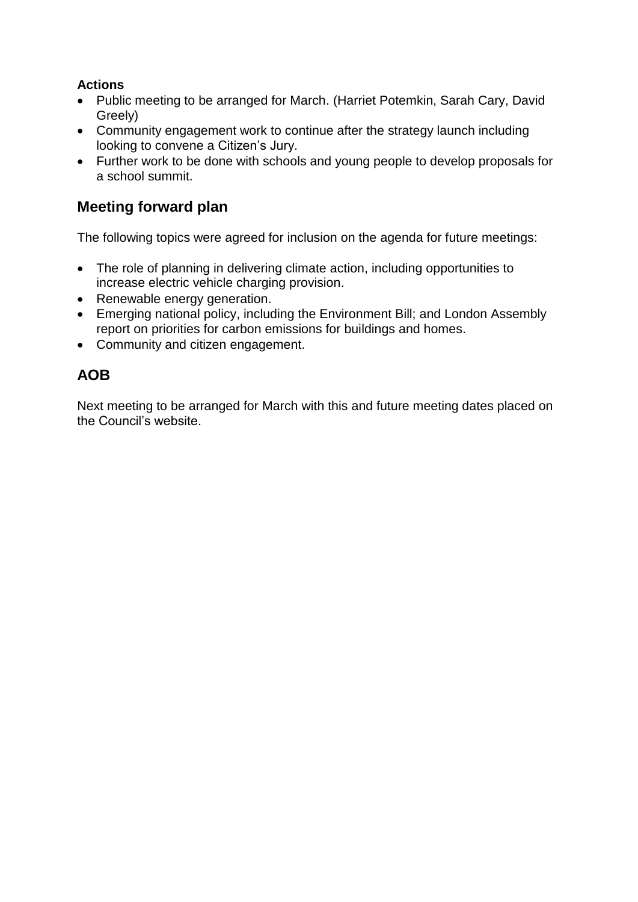**Actions**

- Public meeting to be arranged for March. (Harriet Potemkin, Sarah Cary, David Greely)
- Community engagement work to continue after the strategy launch including looking to convene a Citizen's Jury.
- Further work to be done with schools and young people to develop proposals for a school summit.

## Meeting forward plan

The following topics were agreed for inclusion on the agenda for future meetings:

- The role of planning in delivering climate action, including opportunities to increase electric vehicle charging provision.
- Renewable energy generation.
- Emerging national policy, including the Environment Bill; and London Assembly report on priorities for carbon emissions for buildings and homes.
- Community and citizen engagement.

## AOB

Next meeting to be arranged for March with this and future meeting dates placed on the Council's website.